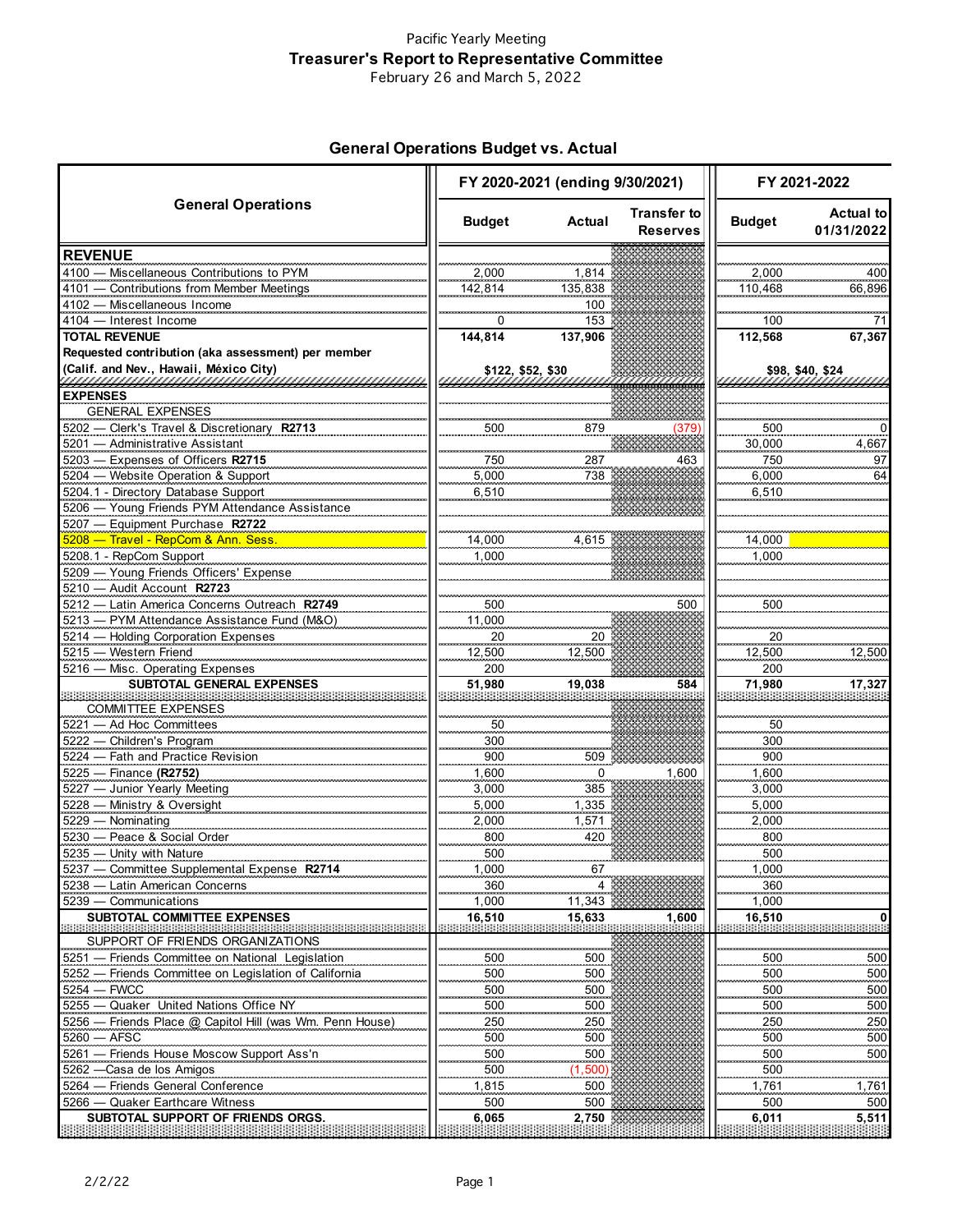Pacific Yearly Meeting

**Treasurer's Report to Representative Committee**

February 26 and March 5, 2022

## General Operations Budget vs. Actual

| General Operations | FY 2020-2021 (ending 9/30/2021) | | | FY 2021-2022 | |
|---|---|---|---|---|---|
| | Budget | Actual | Transfer to Reserves | Budget | Actual to 01/31/2022 |
| **REVENUE** | | | | | |
| 4100 — Miscellaneous Contributions to PYM | 2,000 | 1,814 | | 2,000 | 400 |
| 4101 — Contributions from Member Meetings | 142,814 | 135,838 | | 110,468 | 66,896 |
| 4102 — Miscellaneous Income | | 100 | | | |
| 4104 — Interest Income | 0 | 153 | | 100 | 71 |
| **TOTAL REVENUE** | **144,814** | **137,906** | | **112,568** | **67,367** |
| **Requested contribution (aka assessment) per member (Calif. and Nev., Hawaii, México City)** | **$122, $52, $30** | | | **$98, $40, $24** | |
| **EXPENSES** | | | | | |
| GENERAL EXPENSES | | | | | |
| 5202 — Clerk's Travel & Discretionary **R2713** | 500 | 879 | (379) | 500 | 0 |
| 5201 — Administrative Assistant | | | | 30,000 | 4,667 |
| 5203 — Expenses of Officers **R2715** | 750 | 287 | 463 | 750 | 97 |
| 5204 — Website Operation & Support | 5,000 | 738 | | 6,000 | 64 |
| 5204.1 - Directory Database Support | 6,510 | | | 6,510 | |
| 5206 — Young Friends PYM Attendance Assistance | | | | | |
| 5207 — Equipment Purchase **R2722** | | | | | |
| 5208 — Travel - RepCom & Ann. Sess. | 14,000 | 4,615 | | 14,000 | |
| 5208.1 - RepCom Support | 1,000 | | | 1,000 | |
| 5209 — Young Friends Officers' Expense | | | | | |
| 5210 — Audit Account **R2723** | | | | | |
| 5212 — Latin America Concerns Outreach **R2749** | 500 | | 500 | 500 | |
| 5213 — PYM Attendance Assistance Fund (M&O) | 11,000 | | | | |
| 5214 — Holding Corporation Expenses | 20 | 20 | | 20 | |
| 5215 — Western Friend | 12,500 | 12,500 | | 12,500 | 12,500 |
| 5216 — Misc. Operating Expenses | 200 | | | 200 | |
| **SUBTOTAL GENERAL EXPENSES** | **51,980** | **19,038** | **584** | **71,980** | **17,327** |
| COMMITTEE EXPENSES | | | | | |
| 5221 — Ad Hoc Committees | 50 | | | 50 | |
| 5222 — Children's Program | 300 | | | 300 | |
| 5224 — Fath and Practice Revision | 900 | 509 | | 900 | |
| 5225 — Finance **(R2752)** | 1,600 | 0 | 1,600 | 1,600 | |
| 5227 — Junior Yearly Meeting | 3,000 | 385 | | 3,000 | |
| 5228 — Ministry & Oversight | 5,000 | 1,335 | | 5,000 | |
| 5229 — Nominating | 2,000 | 1,571 | | 2,000 | |
| 5230 — Peace & Social Order | 800 | 420 | | 800 | |
| 5235 — Unity with Nature | 500 | | | 500 | |
| 5237 — Committee Supplemental Expense **R2714** | 1,000 | 67 | | 1,000 | |
| 5238 — Latin American Concerns | 360 | 4 | | 360 | |
| 5239 — Communications | 1,000 | 11,343 | | 1,000 | |
| **SUBTOTAL COMMITTEE EXPENSES** | **16,510** | **15,633** | **1,600** | **16,510** | **0** |
| SUPPORT OF FRIENDS ORGANIZATIONS | | | | | |
| 5251 — Friends Committee on National Legislation | 500 | 500 | | 500 | 500 |
| 5252 — Friends Committee on Legislation of California | 500 | 500 | | 500 | 500 |
| 5254 — FWCC | 500 | 500 | | 500 | 500 |
| 5255 — Quaker United Nations Office NY | 500 | 500 | | 500 | 500 |
| 5256 — Friends Place @ Capitol Hill (was Wm. Penn House) | 250 | 250 | | 250 | 250 |
| 5260 — AFSC | 500 | 500 | | 500 | 500 |
| 5261 — Friends House Moscow Support Ass'n | 500 | 500 | | 500 | 500 |
| 5262 —Casa de los Amigos | 500 | (1,500) | | 500 | |
| 5264 — Friends General Conference | 1,815 | 500 | | 1,761 | 1,761 |
| 5266 — Quaker Earthcare Witness | 500 | 500 | | 500 | 500 |
| **SUBTOTAL SUPPORT OF FRIENDS ORGS.** | **6,065** | **2,750** | | **6,011** | **5,511** |

2/2/22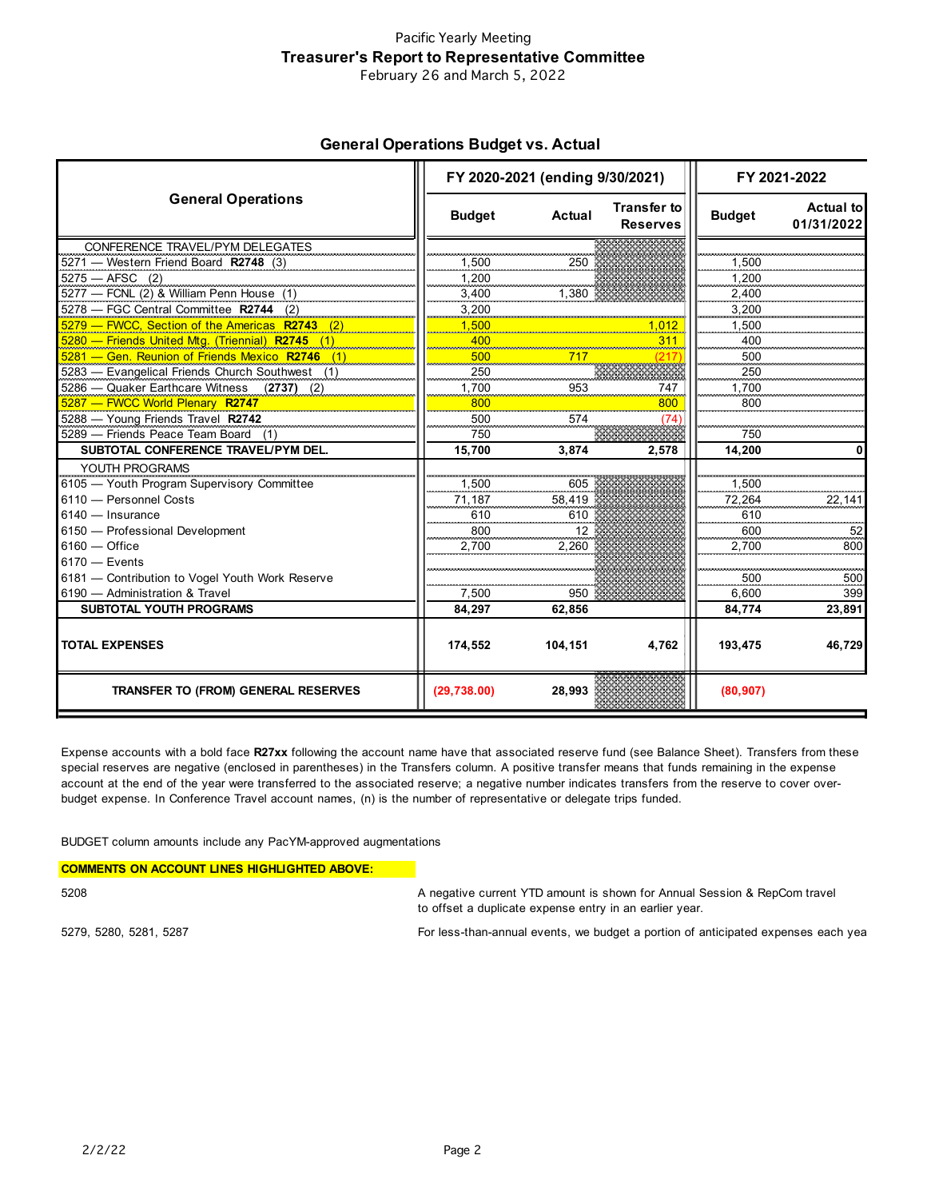Pacific Yearly Meeting

**Treasurer's Report to Representative Committee**

February 26 and March 5, 2022

## General Operations Budget vs. Actual

| General Operations | FY 2020-2021 (ending 9/30/2021) | | | FY 2021-2022 | |
|---|---|---|---|---|---|
| | Budget | Actual | Transfer to Reserves | Budget | Actual to 01/31/2022 |
| CONFERENCE TRAVEL/PYM DELEGATES | | | | | |
| 5271 — Western Friend Board **R2748** (3) | 1,500 | 250 | | 1,500 | |
| 5275 — AFSC (2) | 1,200 | | | 1,200 | |
| 5277 — FCNL (2) & William Penn House (1) | 3,400 | 1,380 | | 2,400 | |
| 5278 — FGC Central Committee **R2744** (2) | 3,200 | | | 3,200 | |
| 5279 — FWCC, Section of the Americas **R2743** (2) | 1,500 | | 1,012 | 1,500 | |
| 5280 — Friends United Mtg. (Triennial) **R2745** (1) | 400 | | 311 | 400 | |
| 5281 — Gen. Reunion of Friends Mexico **R2746** (1) | 500 | 717 | (217) | 500 | |
| 5283 — Evangelical Friends Church Southwest (1) | 250 | | | 250 | |
| 5286 — Quaker Earthcare Witness **(2737)** (2) | 1,700 | 953 | 747 | 1,700 | |
| 5287 — FWCC World Plenary **R2747** | 800 | | 800 | 800 | |
| 5288 — Young Friends Travel **R2742** | 500 | 574 | (74) | | |
| 5289 — Friends Peace Team Board (1) | 750 | | | 750 | |
| **SUBTOTAL CONFERENCE TRAVEL/PYM DEL.** | **15,700** | **3,874** | **2,578** | **14,200** | **0** |
| YOUTH PROGRAMS | | | | | |
| 6105 — Youth Program Supervisory Committee | 1,500 | 605 | | 1,500 | |
| 6110 — Personnel Costs | 71,187 | 58,419 | | 72,264 | 22,141 |
| 6140 — Insurance | 610 | 610 | | 610 | |
| 6150 — Professional Development | 800 | 12 | | 600 | 52 |
| 6160 — Office | 2,700 | 2,260 | | 2,700 | 800 |
| 6170 — Events | | | | | |
| 6181 — Contribution to Vogel Youth Work Reserve | | | | 500 | 500 |
| 6190 — Administration & Travel | 7,500 | 950 | | 6,600 | 399 |
| **SUBTOTAL YOUTH PROGRAMS** | **84,297** | **62,856** | | **84,774** | **23,891** |
| **TOTAL EXPENSES** | **174,552** | **104,151** | **4,762** | **193,475** | **46,729** |
| **TRANSFER TO (FROM) GENERAL RESERVES** | **(29,738.00)** | **28,993** | | **(80,907)** | |

Expense accounts with a bold face **R27xx** following the account name have that associated reserve fund (see Balance Sheet). Transfers from these special reserves are negative (enclosed in parentheses) in the Transfers column. A positive transfer means that funds remaining in the expense account at the end of the year were transferred to the associated reserve; a negative number indicates transfers from the reserve to cover over-budget expense. In Conference Travel account names, (n) is the number of representative or delegate trips funded.

BUDGET column amounts include any PacYM-approved augmentations

**COMMENTS ON ACCOUNT LINES HIGHLIGHTED ABOVE:**

| | |
|---|---|
| 5208 | A negative current YTD amount is shown for Annual Session & RepCom travel to offset a duplicate expense entry in an earlier year. |
| 5279, 5280, 5281, 5287 | For less-than-annual events, we budget a portion of anticipated expenses each yea |

2/2/22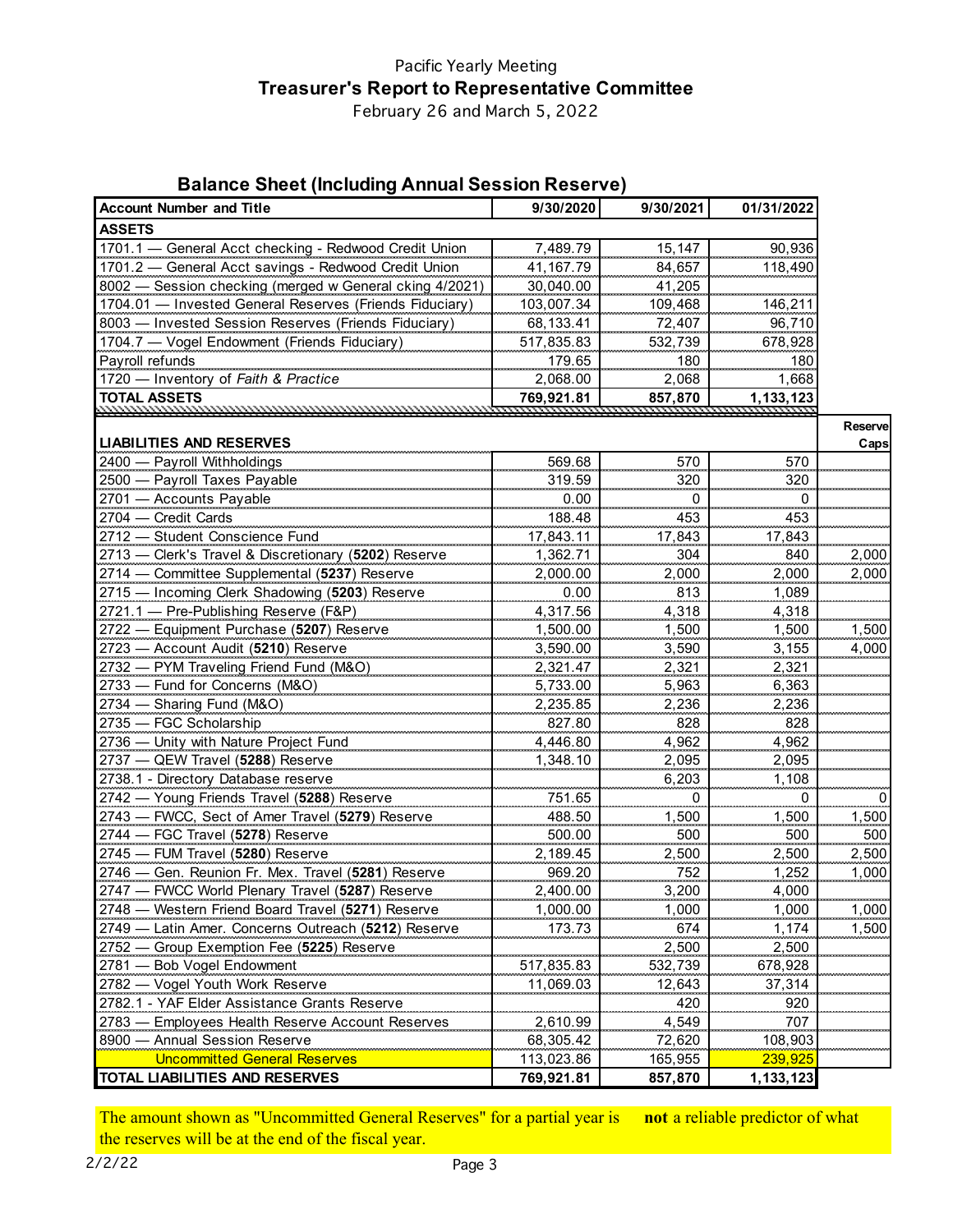Pacific Yearly Meeting

**Treasurer's Report to Representative Committee**

February 26 and March 5, 2022

## Balance Sheet (Including Annual Session Reserve)

| Account Number and Title | 9/30/2020 | 9/30/2021 | 01/31/2022 | Reserve Caps |
|---|---|---|---|---|
| **ASSETS** | | | | |
| 1701.1 — General Acct checking - Redwood Credit Union | 7,489.79 | 15,147 | 90,936 | |
| 1701.2 — General Acct savings - Redwood Credit Union | 41,167.79 | 84,657 | 118,490 | |
| 8002 — Session checking (merged w General cking 4/2021) | 30,040.00 | 41,205 | | |
| 1704.01 — Invested General Reserves (Friends Fiduciary) | 103,007.34 | 109,468 | 146,211 | |
| 8003 — Invested Session Reserves (Friends Fiduciary) | 68,133.41 | 72,407 | 96,710 | |
| 1704.7 — Vogel Endowment (Friends Fiduciary) | 517,835.83 | 532,739 | 678,928 | |
| Payroll refunds | 179.65 | 180 | 180 | |
| 1720 — Inventory of *Faith & Practice* | 2,068.00 | 2,068 | 1,668 | |
| **TOTAL ASSETS** | **769,921.81** | **857,870** | **1,133,123** | |
| **LIABILITIES AND RESERVES** | | | | |
| 2400 — Payroll Withholdings | 569.68 | 570 | 570 | |
| 2500 — Payroll Taxes Payable | 319.59 | 320 | 320 | |
| 2701 — Accounts Payable | 0.00 | 0 | 0 | |
| 2704 — Credit Cards | 188.48 | 453 | 453 | |
| 2712 — Student Conscience Fund | 17,843.11 | 17,843 | 17,843 | |
| 2713 — Clerk's Travel & Discretionary (**5202**) Reserve | 1,362.71 | 304 | 840 | 2,000 |
| 2714 — Committee Supplemental (**5237**) Reserve | 2,000.00 | 2,000 | 2,000 | 2,000 |
| 2715 — Incoming Clerk Shadowing (**5203**) Reserve | 0.00 | 813 | 1,089 | |
| 2721.1 — Pre-Publishing Reserve (F&P) | 4,317.56 | 4,318 | 4,318 | |
| 2722 — Equipment Purchase (**5207**) Reserve | 1,500.00 | 1,500 | 1,500 | 1,500 |
| 2723 — Account Audit (**5210**) Reserve | 3,590.00 | 3,590 | 3,155 | 4,000 |
| 2732 — PYM Traveling Friend Fund (M&O) | 2,321.47 | 2,321 | 2,321 | |
| 2733 — Fund for Concerns (M&O) | 5,733.00 | 5,963 | 6,363 | |
| 2734 — Sharing Fund (M&O) | 2,235.85 | 2,236 | 2,236 | |
| 2735 — FGC Scholarship | 827.80 | 828 | 828 | |
| 2736 — Unity with Nature Project Fund | 4,446.80 | 4,962 | 4,962 | |
| 2737 — QEW Travel (**5288**) Reserve | 1,348.10 | 2,095 | 2,095 | |
| 2738.1 - Directory Database reserve | | 6,203 | 1,108 | |
| 2742 — Young Friends Travel (**5288**) Reserve | 751.65 | 0 | 0 | 0 |
| 2743 — FWCC, Sect of Amer Travel (**5279**) Reserve | 488.50 | 1,500 | 1,500 | 1,500 |
| 2744 — FGC Travel (**5278**) Reserve | 500.00 | 500 | 500 | 500 |
| 2745 — FUM Travel (**5280**) Reserve | 2,189.45 | 2,500 | 2,500 | 2,500 |
| 2746 — Gen. Reunion Fr. Mex. Travel (**5281**) Reserve | 969.20 | 752 | 1,252 | 1,000 |
| 2747 — FWCC World Plenary Travel (**5287**) Reserve | 2,400.00 | 3,200 | 4,000 | |
| 2748 — Western Friend Board Travel (**5271**) Reserve | 1,000.00 | 1,000 | 1,000 | 1,000 |
| 2749 — Latin Amer. Concerns Outreach (**5212**) Reserve | 173.73 | 674 | 1,174 | 1,500 |
| 2752 — Group Exemption Fee (**5225**) Reserve | | 2,500 | 2,500 | |
| 2781 — Bob Vogel Endowment | 517,835.83 | 532,739 | 678,928 | |
| 2782 — Vogel Youth Work Reserve | 11,069.03 | 12,643 | 37,314 | |
| 2782.1 - YAF Elder Assistance Grants Reserve | | 420 | 920 | |
| 2783 — Employees Health Reserve Account Reserves | 2,610.99 | 4,549 | 707 | |
| 8900 — Annual Session Reserve | 68,305.42 | 72,620 | 108,903 | |
| Uncommitted General Reserves | 113,023.86 | 165,955 | 239,925 | |
| **TOTAL LIABILITIES AND RESERVES** | **769,921.81** | **857,870** | **1,133,123** | |

The amount shown as "Uncommitted General Reserves" for a partial year is **not** a reliable predictor of what the reserves will be at the end of the fiscal year.

2/2/22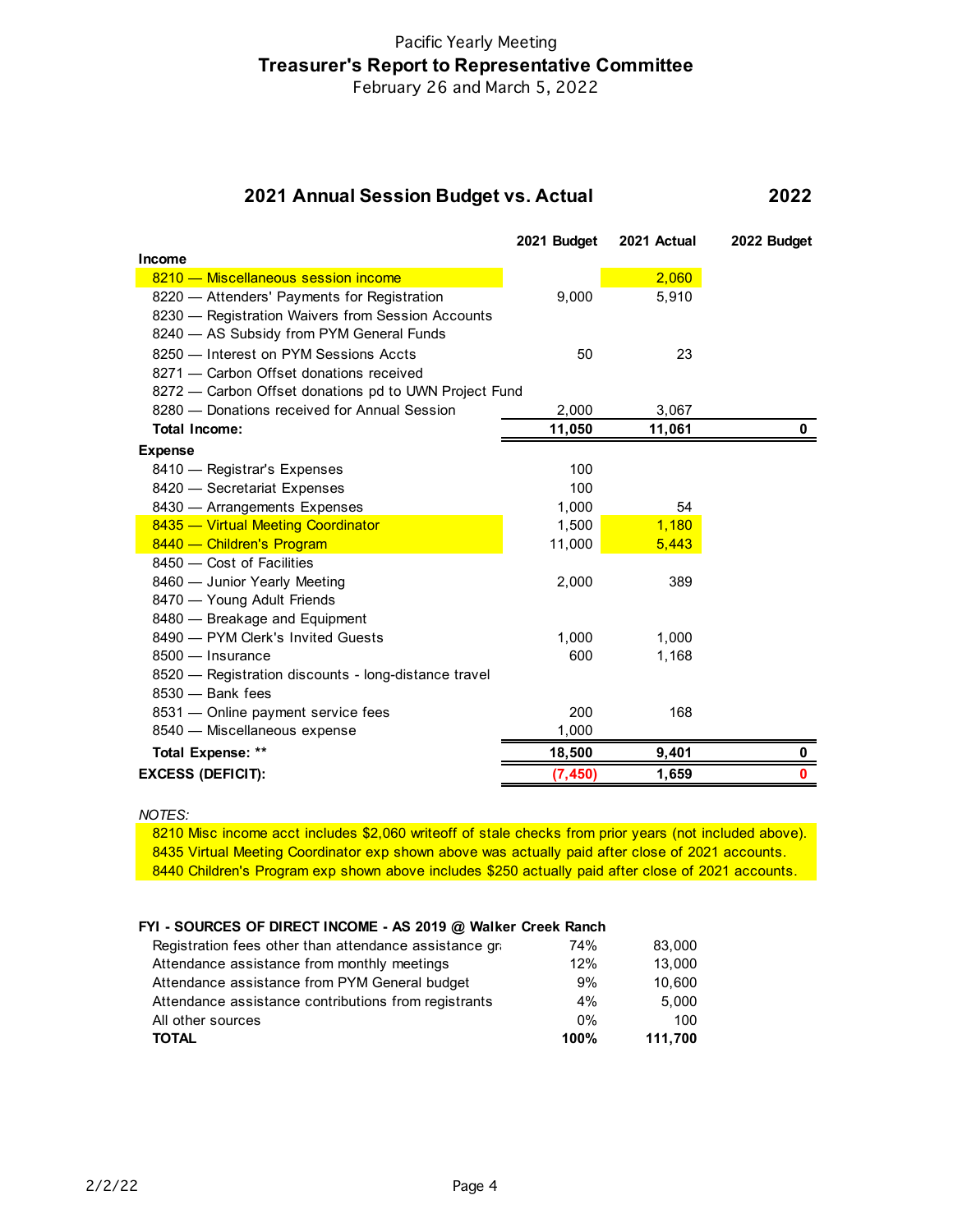Pacific Yearly Meeting

**Treasurer's Report to Representative Committee**

February 26 and March 5, 2022

## 2021 Annual Session Budget vs. Actual — 2022

| | 2021 Budget | 2021 Actual | 2022 Budget |
|---|---|---|---|
| **Income** | | | |
| 8210 — Miscellaneous session income | | 2,060 | |
| 8220 — Attenders' Payments for Registration | 9,000 | 5,910 | |
| 8230 — Registration Waivers from Session Accounts | | | |
| 8240 — AS Subsidy from PYM General Funds | | | |
| 8250 — Interest on PYM Sessions Accts | 50 | 23 | |
| 8271 — Carbon Offset donations received | | | |
| 8272 — Carbon Offset donations pd to UWN Project Fund | | | |
| 8280 — Donations received for Annual Session | 2,000 | 3,067 | |
| **Total Income:** | **11,050** | **11,061** | **0** |
| **Expense** | | | |
| 8410 — Registrar's Expenses | 100 | | |
| 8420 — Secretariat Expenses | 100 | | |
| 8430 — Arrangements Expenses | 1,000 | 54 | |
| 8435 — Virtual Meeting Coordinator | 1,500 | 1,180 | |
| 8440 — Children's Program | 11,000 | 5,443 | |
| 8450 — Cost of Facilities | | | |
| 8460 — Junior Yearly Meeting | 2,000 | 389 | |
| 8470 — Young Adult Friends | | | |
| 8480 — Breakage and Equipment | | | |
| 8490 — PYM Clerk's Invited Guests | 1,000 | 1,000 | |
| 8500 — Insurance | 600 | 1,168 | |
| 8520 — Registration discounts - long-distance travel | | | |
| 8530 — Bank fees | | | |
| 8531 — Online payment service fees | 200 | 168 | |
| 8540 — Miscellaneous expense | 1,000 | | |
| **Total Expense: \*\*** | **18,500** | **9,401** | **0** |
| **EXCESS (DEFICIT):** | **(7,450)** | **1,659** | **0** |

*NOTES:*

8210 Misc income acct includes $2,060 writeoff of stale checks from prior years (not included above).
8435 Virtual Meeting Coordinator exp shown above was actually paid after close of 2021 accounts.
8440 Children's Program exp shown above includes $250 actually paid after close of 2021 accounts.

**FYI - SOURCES OF DIRECT INCOME - AS 2019 @ Walker Creek Ranch**

| | | |
|---|---|---|
| Registration fees other than attendance assistance gr | 74% | 83,000 |
| Attendance assistance from monthly meetings | 12% | 13,000 |
| Attendance assistance from PYM General budget | 9% | 10,600 |
| Attendance assistance contributions from registrants | 4% | 5,000 |
| All other sources | 0% | 100 |
| **TOTAL** | **100%** | **111,700** |

2/2/22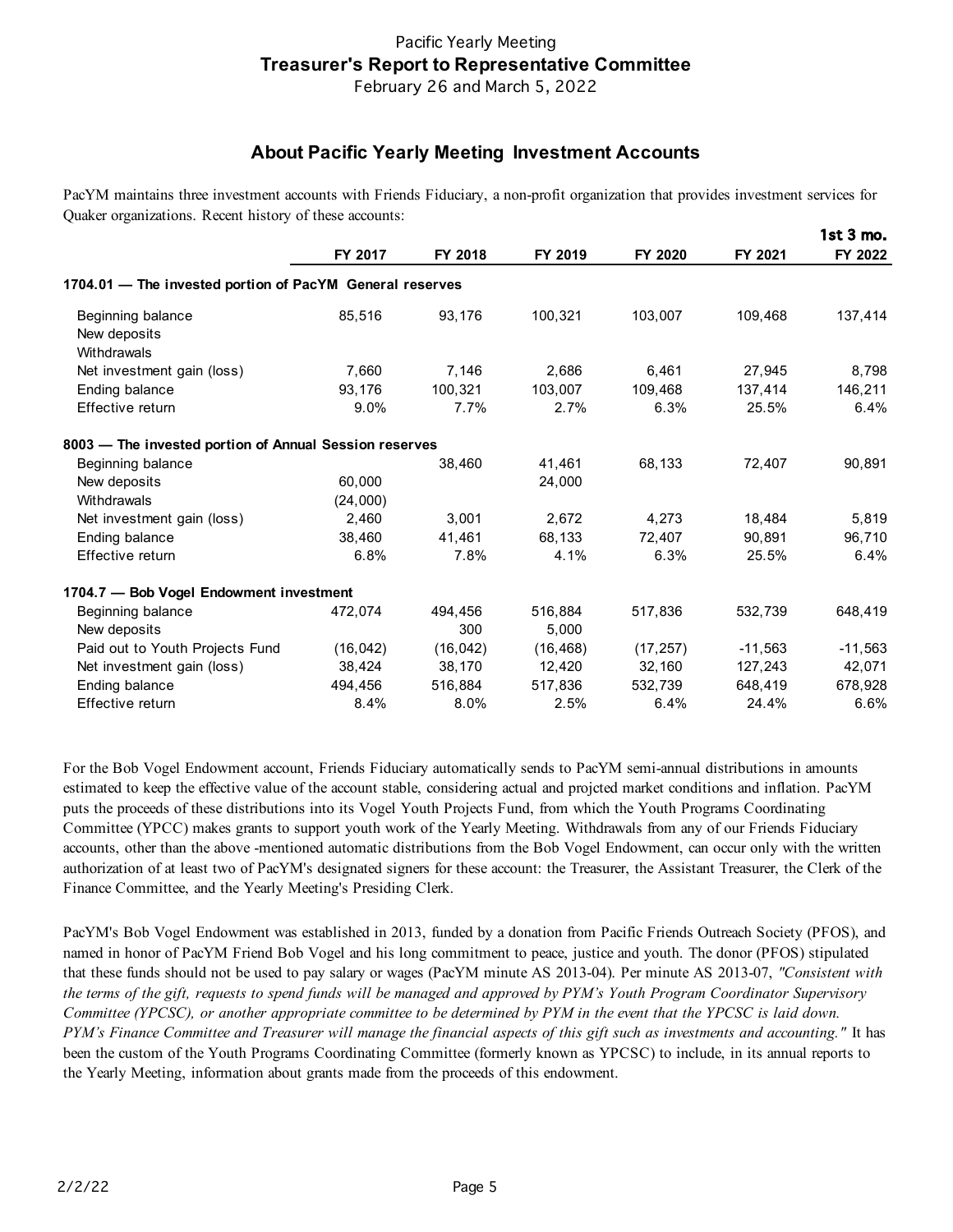Pacific Yearly Meeting

**Treasurer's Report to Representative Committee**

February 26 and March 5, 2022

## About Pacific Yearly Meeting Investment Accounts

PacYM maintains three investment accounts with Friends Fiduciary, a non-profit organization that provides investment services for Quaker organizations. Recent history of these accounts:

| | FY 2017 | FY 2018 | FY 2019 | FY 2020 | FY 2021 | 1st 3 mo. FY 2022 |
|---|---|---|---|---|---|---|
| **1704.01 — The invested portion of PacYM General reserves** | | | | | | |
| Beginning balance | 85,516 | 93,176 | 100,321 | 103,007 | 109,468 | 137,414 |
| New deposits | | | | | | |
| Withdrawals | | | | | | |
| Net investment gain (loss) | 7,660 | 7,146 | 2,686 | 6,461 | 27,945 | 8,798 |
| Ending balance | 93,176 | 100,321 | 103,007 | 109,468 | 137,414 | 146,211 |
| Effective return | 9.0% | 7.7% | 2.7% | 6.3% | 25.5% | 6.4% |
| **8003 — The invested portion of Annual Session reserves** | | | | | | |
| Beginning balance | | 38,460 | 41,461 | 68,133 | 72,407 | 90,891 |
| New deposits | 60,000 | | 24,000 | | | |
| Withdrawals | (24,000) | | | | | |
| Net investment gain (loss) | 2,460 | 3,001 | 2,672 | 4,273 | 18,484 | 5,819 |
| Ending balance | 38,460 | 41,461 | 68,133 | 72,407 | 90,891 | 96,710 |
| Effective return | 6.8% | 7.8% | 4.1% | 6.3% | 25.5% | 6.4% |
| **1704.7 — Bob Vogel Endowment investment** | | | | | | |
| Beginning balance | 472,074 | 494,456 | 516,884 | 517,836 | 532,739 | 648,419 |
| New deposits | | 300 | 5,000 | | | |
| Paid out to Youth Projects Fund | (16,042) | (16,042) | (16,468) | (17,257) | -11,563 | -11,563 |
| Net investment gain (loss) | 38,424 | 38,170 | 12,420 | 32,160 | 127,243 | 42,071 |
| Ending balance | 494,456 | 516,884 | 517,836 | 532,739 | 648,419 | 678,928 |
| Effective return | 8.4% | 8.0% | 2.5% | 6.4% | 24.4% | 6.6% |

For the Bob Vogel Endowment account, Friends Fiduciary automatically sends to PacYM semi-annual distributions in amounts estimated to keep the effective value of the account stable, considering actual and projcted market conditions and inflation. PacYM puts the proceeds of these distributions into its Vogel Youth Projects Fund, from which the Youth Programs Coordinating Committee (YPCC) makes grants to support youth work of the Yearly Meeting. Withdrawals from any of our Friends Fiduciary accounts, other than the above -mentioned automatic distributions from the Bob Vogel Endowment, can occur only with the written authorization of at least two of PacYM's designated signers for these account: the Treasurer, the Assistant Treasurer, the Clerk of the Finance Committee, and the Yearly Meeting's Presiding Clerk.

PacYM's Bob Vogel Endowment was established in 2013, funded by a donation from Pacific Friends Outreach Society (PFOS), and named in honor of PacYM Friend Bob Vogel and his long commitment to peace, justice and youth. The donor (PFOS) stipulated that these funds should not be used to pay salary or wages (PacYM minute AS 2013-04). Per minute AS 2013-07, *"Consistent with the terms of the gift, requests to spend funds will be managed and approved by PYM's Youth Program Coordinator Supervisory Committee (YPCSC), or another appropriate committee to be determined by PYM in the event that the YPCSC is laid down. PYM's Finance Committee and Treasurer will manage the financial aspects of this gift such as investments and accounting."* It has been the custom of the Youth Programs Coordinating Committee (formerly known as YPCSC) to include, in its annual reports to the Yearly Meeting, information about grants made from the proceeds of this endowment.